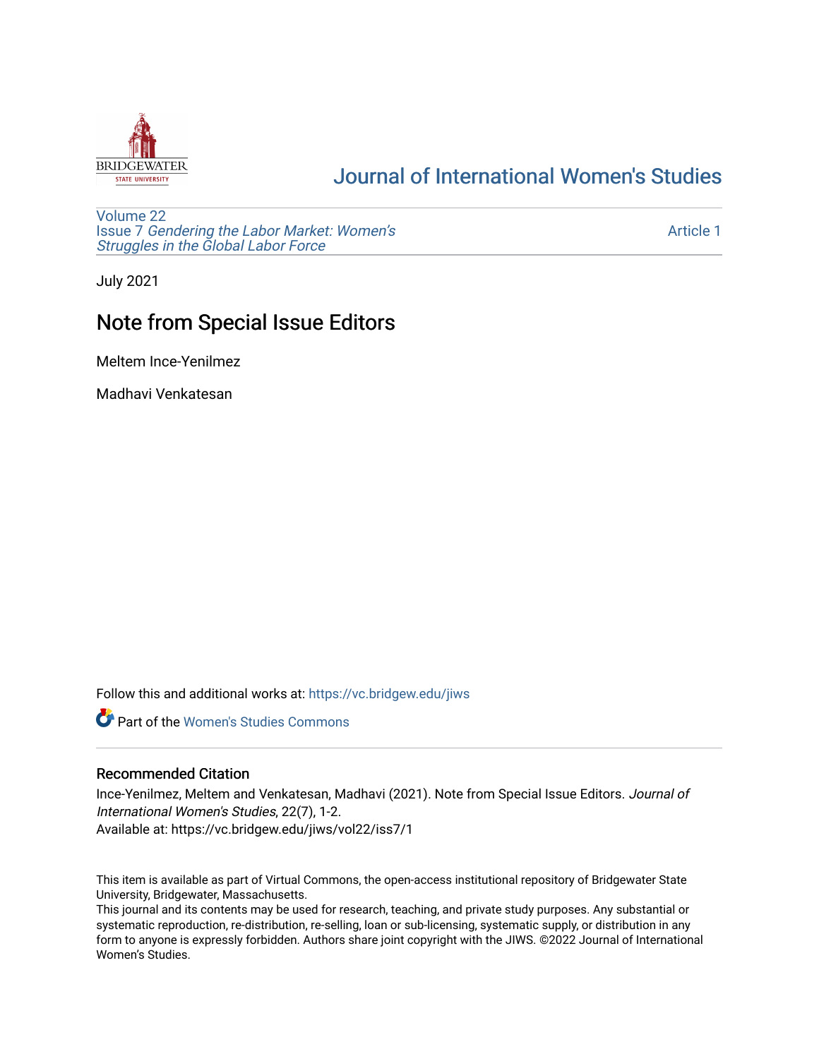# Journal of International Women's Studies

Volume 22
Issue 7 *Gendering the Labor Market: Women's Struggles in the Global Labor Force*

Article 1

July 2021

## Note from Special Issue Editors

Meltem Ince-Yenilmez

Madhavi Venkatesan

Follow this and additional works at: https://vc.bridgew.edu/jiws

Part of the Women's Studies Commons

### Recommended Citation

Ince-Yenilmez, Meltem and Venkatesan, Madhavi (2021). Note from Special Issue Editors. *Journal of International Women's Studies*, 22(7), 1-2.
Available at: https://vc.bridgew.edu/jiws/vol22/iss7/1

This item is available as part of Virtual Commons, the open-access institutional repository of Bridgewater State University, Bridgewater, Massachusetts.
This journal and its contents may be used for research, teaching, and private study purposes. Any substantial or systematic reproduction, re-distribution, re-selling, loan or sub-licensing, systematic supply, or distribution in any form to anyone is expressly forbidden. Authors share joint copyright with the JIWS. ©2022 Journal of International Women's Studies.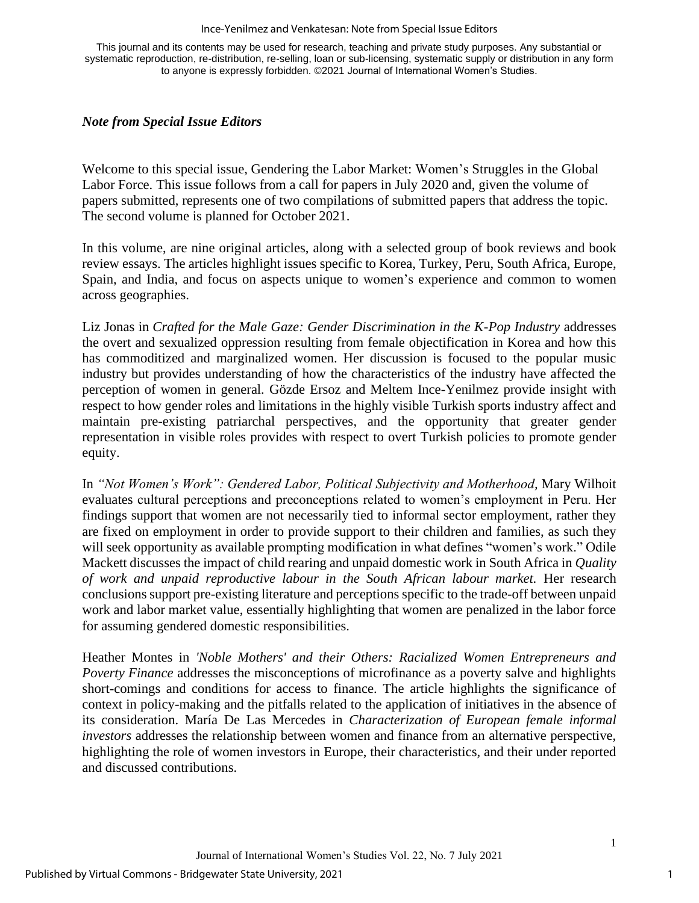This journal and its contents may be used for research, teaching and private study purposes. Any substantial or systematic reproduction, re-distribution, re-selling, loan or sub-licensing, systematic supply or distribution in any form to anyone is expressly forbidden. ©2021 Journal of International Women's Studies.

### *Note from Special Issue Editors*

Welcome to this special issue, Gendering the Labor Market: Women's Struggles in the Global Labor Force. This issue follows from a call for papers in July 2020 and, given the volume of papers submitted, represents one of two compilations of submitted papers that address the topic. The second volume is planned for October 2021.

In this volume, are nine original articles, along with a selected group of book reviews and book review essays. The articles highlight issues specific to Korea, Turkey, Peru, South Africa, Europe, Spain, and India, and focus on aspects unique to women's experience and common to women across geographies.

Liz Jonas in *Crafted for the Male Gaze: Gender Discrimination in the K-Pop Industry* addresses the overt and sexualized oppression resulting from female objectification in Korea and how this has commoditized and marginalized women. Her discussion is focused to the popular music industry but provides understanding of how the characteristics of the industry have affected the perception of women in general. Gözde Ersoz and Meltem Ince-Yenilmez provide insight with respect to how gender roles and limitations in the highly visible Turkish sports industry affect and maintain pre-existing patriarchal perspectives, and the opportunity that greater gender representation in visible roles provides with respect to overt Turkish policies to promote gender equity.

In *"Not Women's Work": Gendered Labor, Political Subjectivity and Motherhood*, Mary Wilhoit evaluates cultural perceptions and preconceptions related to women's employment in Peru. Her findings support that women are not necessarily tied to informal sector employment, rather they are fixed on employment in order to provide support to their children and families, as such they will seek opportunity as available prompting modification in what defines "women's work." Odile Mackett discusses the impact of child rearing and unpaid domestic work in South Africa in *Quality of work and unpaid reproductive labour in the South African labour market.* Her research conclusions support pre-existing literature and perceptions specific to the trade-off between unpaid work and labor market value, essentially highlighting that women are penalized in the labor force for assuming gendered domestic responsibilities.

Heather Montes in *'Noble Mothers' and their Others: Racialized Women Entrepreneurs and Poverty Finance* addresses the misconceptions of microfinance as a poverty salve and highlights short-comings and conditions for access to finance. The article highlights the significance of context in policy-making and the pitfalls related to the application of initiatives in the absence of its consideration. María De Las Mercedes in *Characterization of European female informal investors* addresses the relationship between women and finance from an alternative perspective, highlighting the role of women investors in Europe, their characteristics, and their under reported and discussed contributions.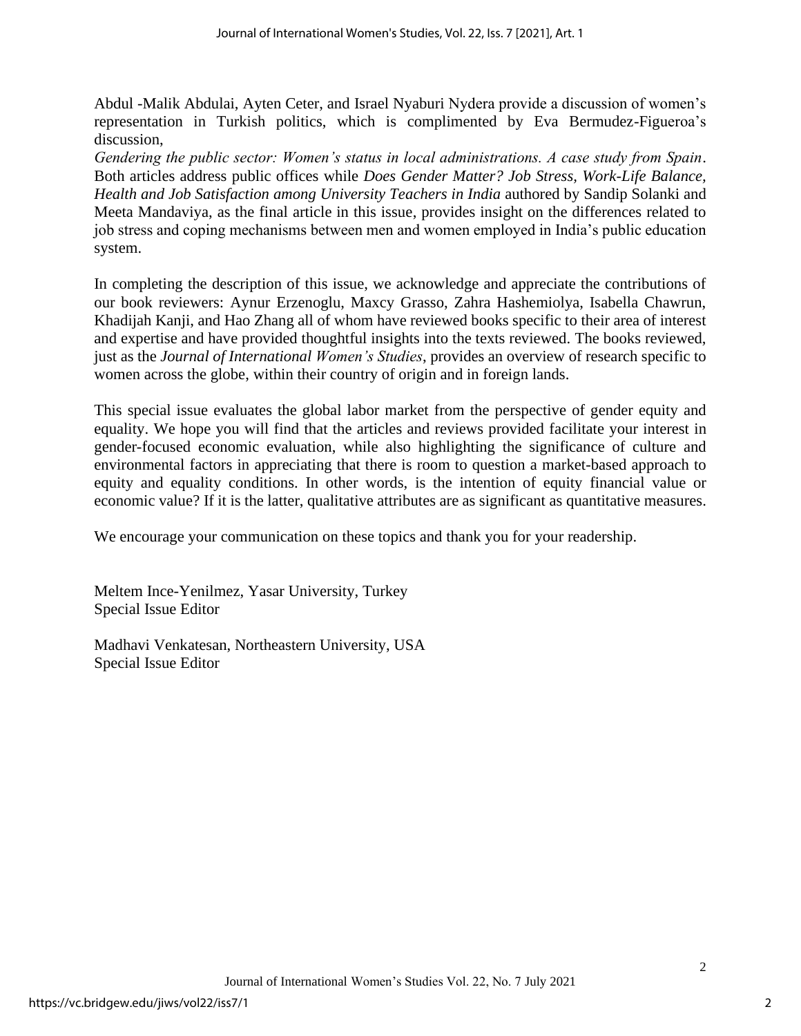Abdul -Malik Abdulai, Ayten Ceter, and Israel Nyaburi Nydera provide a discussion of women's representation in Turkish politics, which is complimented by Eva Bermudez-Figueroa's discussion,
*Gendering the public sector: Women's status in local administrations. A case study from Spain*. Both articles address public offices while *Does Gender Matter? Job Stress, Work-Life Balance, Health and Job Satisfaction among University Teachers in India* authored by Sandip Solanki and Meeta Mandaviya, as the final article in this issue, provides insight on the differences related to job stress and coping mechanisms between men and women employed in India's public education system.

In completing the description of this issue, we acknowledge and appreciate the contributions of our book reviewers: Aynur Erzenoglu, Maxcy Grasso, Zahra Hashemiolya, Isabella Chawrun, Khadijah Kanji, and Hao Zhang all of whom have reviewed books specific to their area of interest and expertise and have provided thoughtful insights into the texts reviewed. The books reviewed, just as the *Journal of International Women's Studies*, provides an overview of research specific to women across the globe, within their country of origin and in foreign lands.

This special issue evaluates the global labor market from the perspective of gender equity and equality. We hope you will find that the articles and reviews provided facilitate your interest in gender-focused economic evaluation, while also highlighting the significance of culture and environmental factors in appreciating that there is room to question a market-based approach to equity and equality conditions. In other words, is the intention of equity financial value or economic value? If it is the latter, qualitative attributes are as significant as quantitative measures.

We encourage your communication on these topics and thank you for your readership.

Meltem Ince-Yenilmez, Yasar University, Turkey
Special Issue Editor

Madhavi Venkatesan, Northeastern University, USA
Special Issue Editor